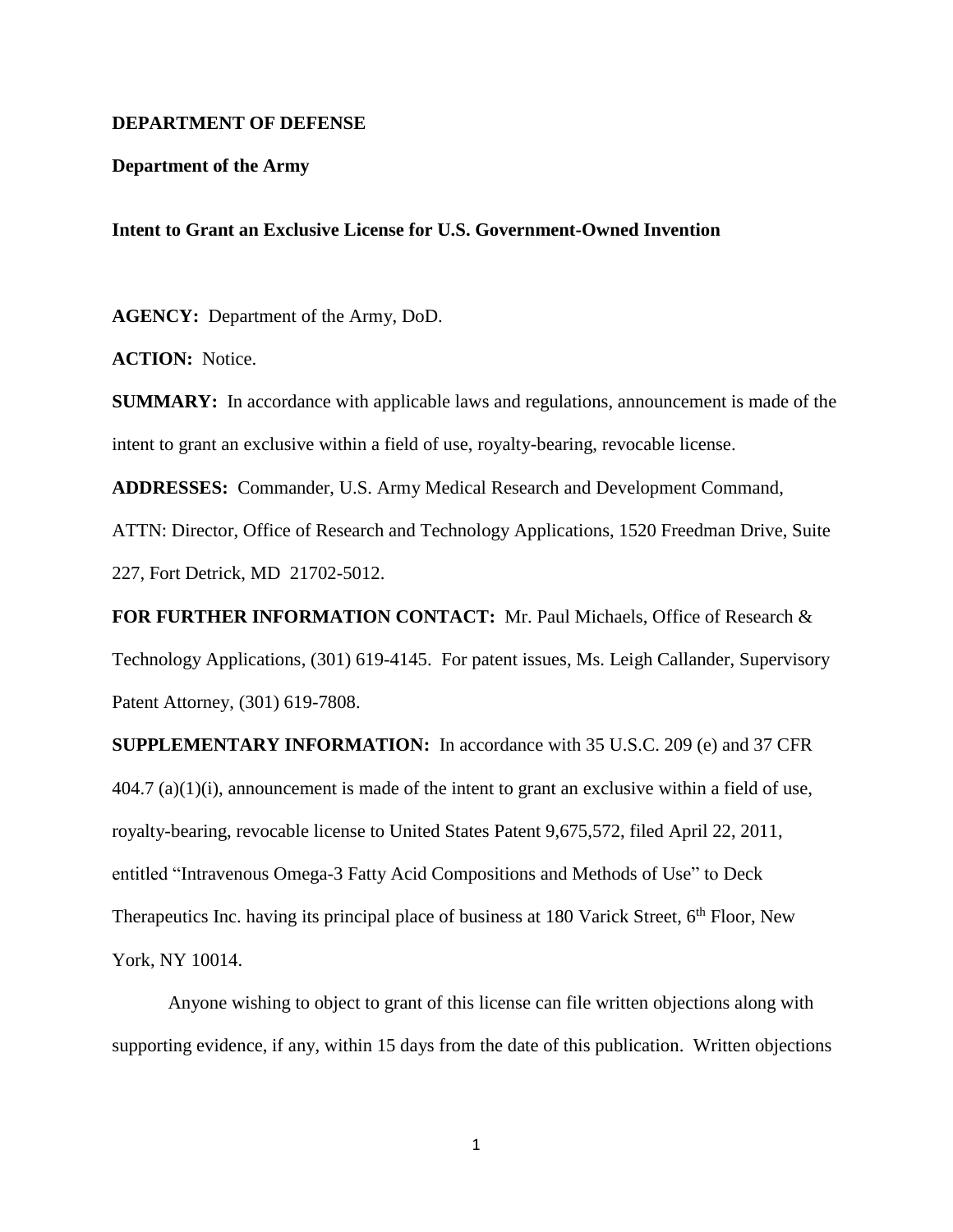**DEPARTMENT OF DEFENSE**

**Department of the Army**

**Intent to Grant an Exclusive License for U.S. Government-Owned Invention**

**AGENCY:** Department of the Army, DoD.

**ACTION:** Notice.

**SUMMARY:** In accordance with applicable laws and regulations, announcement is made of the intent to grant an exclusive within a field of use, royalty-bearing, revocable license.

**ADDRESSES:** Commander, U.S. Army Medical Research and Development Command, ATTN: Director, Office of Research and Technology Applications, 1520 Freedman Drive, Suite 227, Fort Detrick, MD 21702-5012.

**FOR FURTHER INFORMATION CONTACT:** Mr. Paul Michaels, Office of Research & Technology Applications, (301) 619-4145. For patent issues, Ms. Leigh Callander, Supervisory Patent Attorney, (301) 619-7808.

**SUPPLEMENTARY INFORMATION:** In accordance with 35 U.S.C. 209 (e) and 37 CFR 404.7 (a)(1)(i), announcement is made of the intent to grant an exclusive within a field of use, royalty-bearing, revocable license to United States Patent 9,675,572, filed April 22, 2011, entitled "Intravenous Omega-3 Fatty Acid Compositions and Methods of Use" to Deck Therapeutics Inc. having its principal place of business at 180 Varick Street, 6th Floor, New York, NY 10014.

Anyone wishing to object to grant of this license can file written objections along with supporting evidence, if any, within 15 days from the date of this publication. Written objections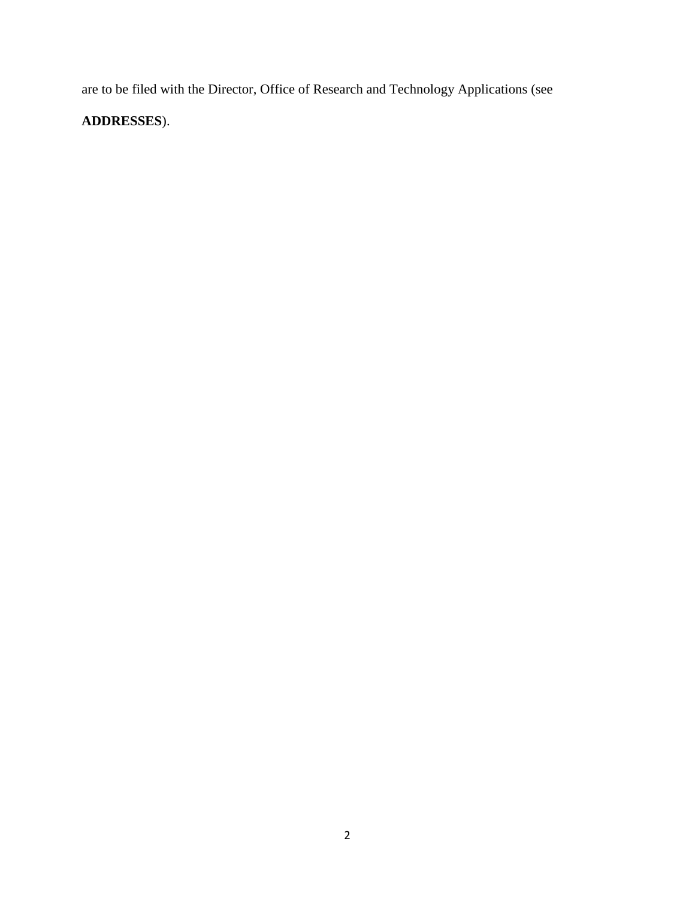are to be filed with the Director, Office of Research and Technology Applications (see **ADDRESSES**).